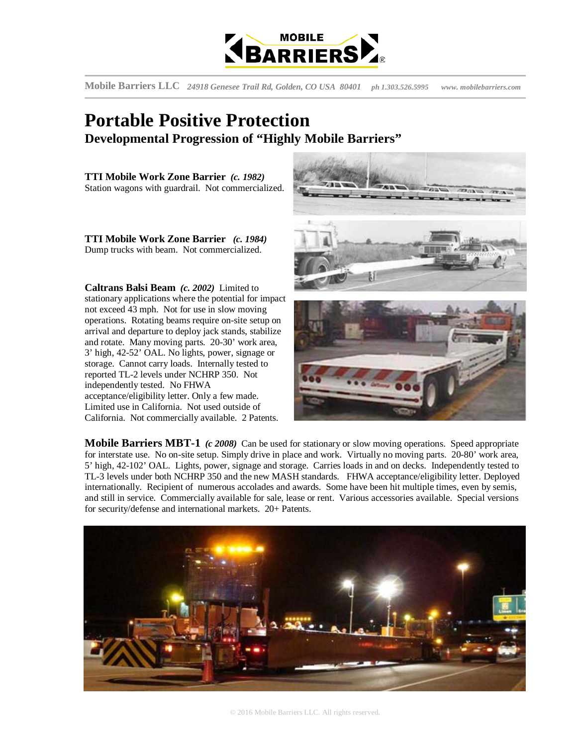Mobile Barriers LLC *24918 Genesee Trail Rd, Golden, CO USA 80401* *ph 1.303.526.5995* *www. mobilebarriers.com*

# Portable Positive Protection

## Developmental Progression of "Highly Mobile Barriers"

**TTI Mobile Work Zone Barrier** ***(c. 1982)***
Station wagons with guardrail. Not commercialized.

**TTI Mobile Work Zone Barrier** ***(c. 1984)***
Dump trucks with beam. Not commercialized.

**Caltrans Balsi Beam** ***(c. 2002)*** Limited to stationary applications where the potential for impact not exceed 43 mph. Not for use in slow moving operations. Rotating beams require on-site setup on arrival and departure to deploy jack stands, stabilize and rotate. Many moving parts. 20-30' work area, 3' high, 42-52' OAL. No lights, power, signage or storage. Cannot carry loads. Internally tested to reported TL-2 levels under NCHRP 350. Not independently tested. No FHWA acceptance/eligibility letter. Only a few made. Limited use in California. Not used outside of California. Not commercially available. 2 Patents.

**Mobile Barriers MBT-1** ***(c 2008)*** Can be used for stationary or slow moving operations. Speed appropriate for interstate use. No on-site setup. Simply drive in place and work. Virtually no moving parts. 20-80' work area, 5' high, 42-102' OAL. Lights, power, signage and storage. Carries loads in and on decks. Independently tested to TL-3 levels under both NCHRP 350 and the new MASH standards. FHWA acceptance/eligibility letter. Deployed internationally. Recipient of numerous accolades and awards. Some have been hit multiple times, even by semis, and still in service. Commercially available for sale, lease or rent. Various accessories available. Special versions for security/defense and international markets. 20+ Patents.

© 2016 Mobile Barriers LLC. All rights reserved.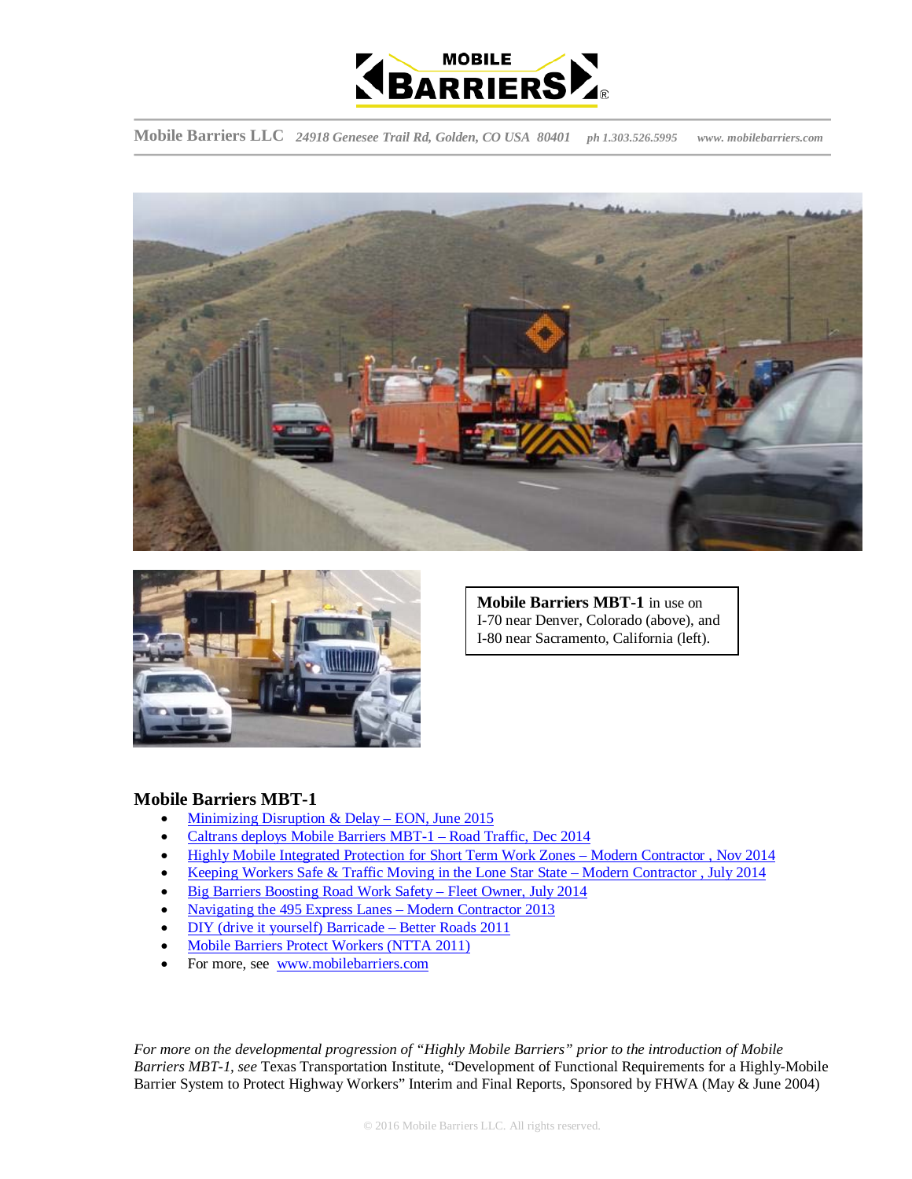Mobile Barriers LLC *24918 Genesee Trail Rd, Golden, CO USA 80401* *ph 1.303.526.5995* *www. mobilebarriers.com*

**Mobile Barriers MBT-1** in use on I-70 near Denver, Colorado (above), and I-80 near Sacramento, California (left).

## Mobile Barriers MBT-1

- Minimizing Disruption & Delay – EON, June 2015
- Caltrans deploys Mobile Barriers MBT-1 – Road Traffic, Dec 2014
- Highly Mobile Integrated Protection for Short Term Work Zones – Modern Contractor , Nov 2014
- Keeping Workers Safe & Traffic Moving in the Lone Star State – Modern Contractor , July 2014
- Big Barriers Boosting Road Work Safety – Fleet Owner, July 2014
- Navigating the 495 Express Lanes – Modern Contractor 2013
- DIY (drive it yourself) Barricade – Better Roads 2011
- Mobile Barriers Protect Workers (NTTA 2011)
- For more, see www.mobilebarriers.com

*For more on the developmental progression of "Highly Mobile Barriers" prior to the introduction of Mobile Barriers MBT-1, see* Texas Transportation Institute, "Development of Functional Requirements for a Highly-Mobile Barrier System to Protect Highway Workers" Interim and Final Reports, Sponsored by FHWA (May & June 2004)

© 2016 Mobile Barriers LLC. All rights reserved.